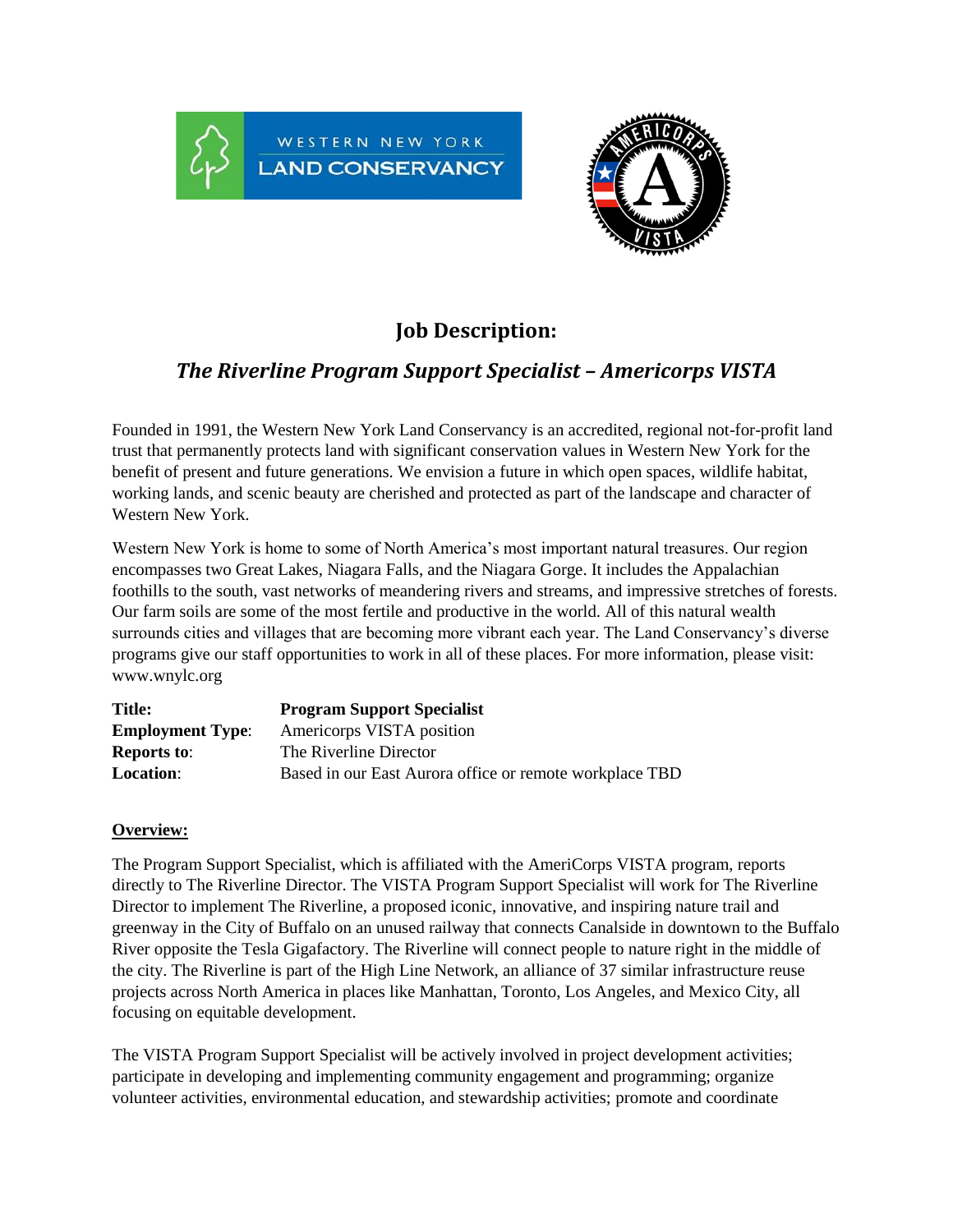# Job Description:

## *The Riverline Program Support Specialist – Americorps VISTA*

Founded in 1991, the Western New York Land Conservancy is an accredited, regional not-for-profit land trust that permanently protects land with significant conservation values in Western New York for the benefit of present and future generations. We envision a future in which open spaces, wildlife habitat, working lands, and scenic beauty are cherished and protected as part of the landscape and character of Western New York.

Western New York is home to some of North America's most important natural treasures. Our region encompasses two Great Lakes, Niagara Falls, and the Niagara Gorge. It includes the Appalachian foothills to the south, vast networks of meandering rivers and streams, and impressive stretches of forests. Our farm soils are some of the most fertile and productive in the world. All of this natural wealth surrounds cities and villages that are becoming more vibrant each year. The Land Conservancy's diverse programs give our staff opportunities to work in all of these places. For more information, please visit: www.wnylc.org

| | |
|---|---|
| **Title:** | **Program Support Specialist** |
| **Employment Type**: | Americorps VISTA position |
| **Reports to**: | The Riverline Director |
| **Location**: | Based in our East Aurora office or remote workplace TBD |

**Overview:**

The Program Support Specialist, which is affiliated with the AmeriCorps VISTA program, reports directly to The Riverline Director. The VISTA Program Support Specialist will work for The Riverline Director to implement The Riverline, a proposed iconic, innovative, and inspiring nature trail and greenway in the City of Buffalo on an unused railway that connects Canalside in downtown to the Buffalo River opposite the Tesla Gigafactory. The Riverline will connect people to nature right in the middle of the city. The Riverline is part of the High Line Network, an alliance of 37 similar infrastructure reuse projects across North America in places like Manhattan, Toronto, Los Angeles, and Mexico City, all focusing on equitable development.

The VISTA Program Support Specialist will be actively involved in project development activities; participate in developing and implementing community engagement and programming; organize volunteer activities, environmental education, and stewardship activities; promote and coordinate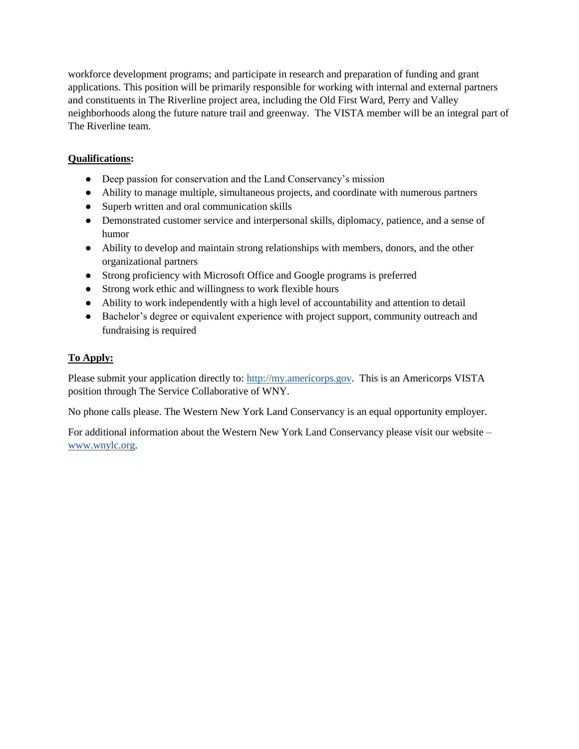workforce development programs; and participate in research and preparation of funding and grant applications. This position will be primarily responsible for working with internal and external partners and constituents in The Riverline project area, including the Old First Ward, Perry and Valley neighborhoods along the future nature trail and greenway. The VISTA member will be an integral part of The Riverline team.

**Qualifications:**

- Deep passion for conservation and the Land Conservancy's mission
- Ability to manage multiple, simultaneous projects, and coordinate with numerous partners
- Superb written and oral communication skills
- Demonstrated customer service and interpersonal skills, diplomacy, patience, and a sense of humor
- Ability to develop and maintain strong relationships with members, donors, and the other organizational partners
- Strong proficiency with Microsoft Office and Google programs is preferred
- Strong work ethic and willingness to work flexible hours
- Ability to work independently with a high level of accountability and attention to detail
- Bachelor's degree or equivalent experience with project support, community outreach and fundraising is required

**To Apply:**

Please submit your application directly to: [http://my.americorps.gov](http://my.americorps.gov). This is an Americorps VISTA position through The Service Collaborative of WNY.

No phone calls please. The Western New York Land Conservancy is an equal opportunity employer.

For additional information about the Western New York Land Conservancy please visit our website – [www.wnylc.org](http://www.wnylc.org).